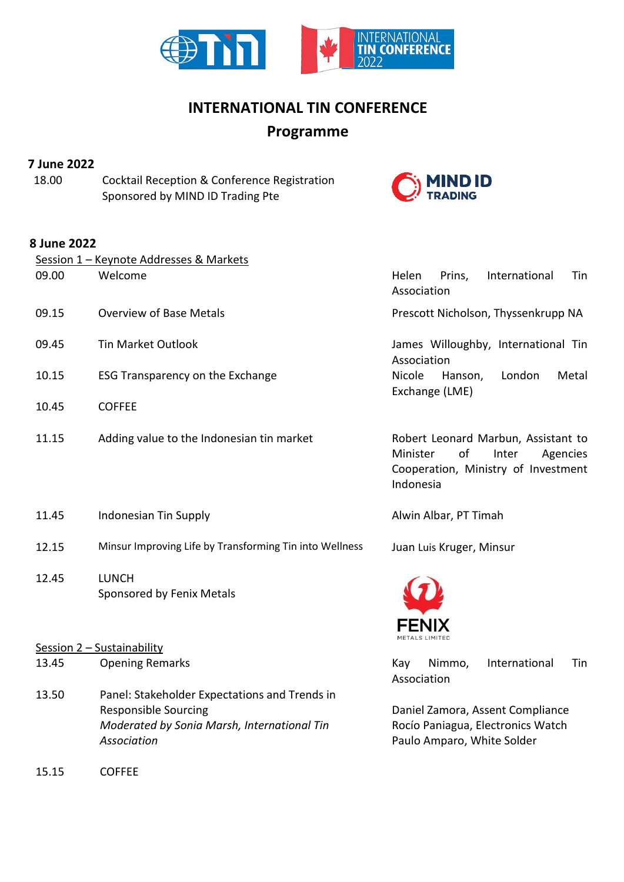# INTERNATIONAL TIN CONFERENCE

## Programme

### 7 June 2022

| | | |
|---|---|---|
| 18.00 | Cocktail Reception & Conference Registration<br>Sponsored by MIND ID Trading Pte | |

### 8 June 2022

<u>Session 1 – Keynote Addresses & Markets</u>

| | | |
|---|---|---|
| 09.00 | Welcome | Helen Prins, International Tin Association |
| 09.15 | Overview of Base Metals | Prescott Nicholson, Thyssenkrupp NA |
| 09.45 | Tin Market Outlook | James Willoughby, International Tin Association |
| 10.15 | ESG Transparency on the Exchange | Nicole Hanson, London Metal Exchange (LME) |
| 10.45 | COFFEE | |
| 11.15 | Adding value to the Indonesian tin market | Robert Leonard Marbun, Assistant to Minister of Inter Agencies Cooperation, Ministry of Investment Indonesia |
| 11.45 | Indonesian Tin Supply | Alwin Albar, PT Timah |
| 12.15 | Minsur Improving Life by Transforming Tin into Wellness | Juan Luis Kruger, Minsur |
| 12.45 | LUNCH<br>Sponsored by Fenix Metals | |

<u>Session 2 – Sustainability</u>

| | | |
|---|---|---|
| 13.45 | Opening Remarks | Kay Nimmo, International Tin Association |
| 13.50 | Panel: Stakeholder Expectations and Trends in Responsible Sourcing<br>*Moderated by Sonia Marsh, International Tin Association* | Daniel Zamora, Assent Compliance<br>Rocío Paniagua, Electronics Watch<br>Paulo Amparo, White Solder |
| 15.15 | COFFEE | |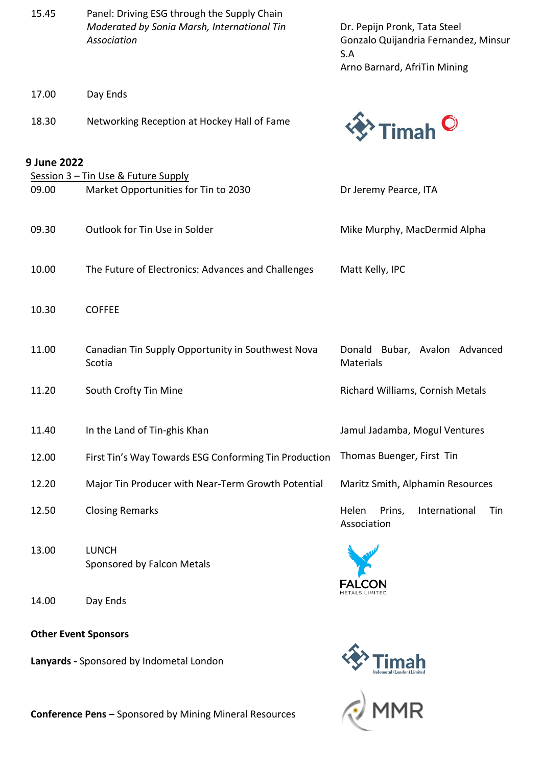| | | |
|---|---|---|
| 15.45 | Panel: Driving ESG through the Supply Chain *Moderated by Sonia Marsh, International Tin Association* | Dr. Pepijn Pronk, Tata Steel<br>Gonzalo Quijandria Fernandez, Minsur S.A<br>Arno Barnard, AfriTin Mining |
| 17.00 | Day Ends | |
| 18.30 | Networking Reception at Hockey Hall of Fame | |

## 9 June 2022

Session 3 – Tin Use & Future Supply

| | | |
|---|---|---|
| 09.00 | Market Opportunities for Tin to 2030 | Dr Jeremy Pearce, ITA |
| 09.30 | Outlook for Tin Use in Solder | Mike Murphy, MacDermid Alpha |
| 10.00 | The Future of Electronics: Advances and Challenges | Matt Kelly, IPC |
| 10.30 | COFFEE | |
| 11.00 | Canadian Tin Supply Opportunity in Southwest Nova Scotia | Donald Bubar, Avalon Advanced Materials |
| 11.20 | South Crofty Tin Mine | Richard Williams, Cornish Metals |
| 11.40 | In the Land of Tin-ghis Khan | Jamul Jadamba, Mogul Ventures |
| 12.00 | First Tin's Way Towards ESG Conforming Tin Production | Thomas Buenger, First Tin |
| 12.20 | Major Tin Producer with Near-Term Growth Potential | Maritz Smith, Alphamin Resources |
| 12.50 | Closing Remarks | Helen Prins, International Tin Association |
| 13.00 | LUNCH<br>Sponsored by Falcon Metals | |
| 14.00 | Day Ends | |

**Other Event Sponsors**

**Lanyards -** Sponsored by Indometal London

**Conference Pens –** Sponsored by Mining Mineral Resources